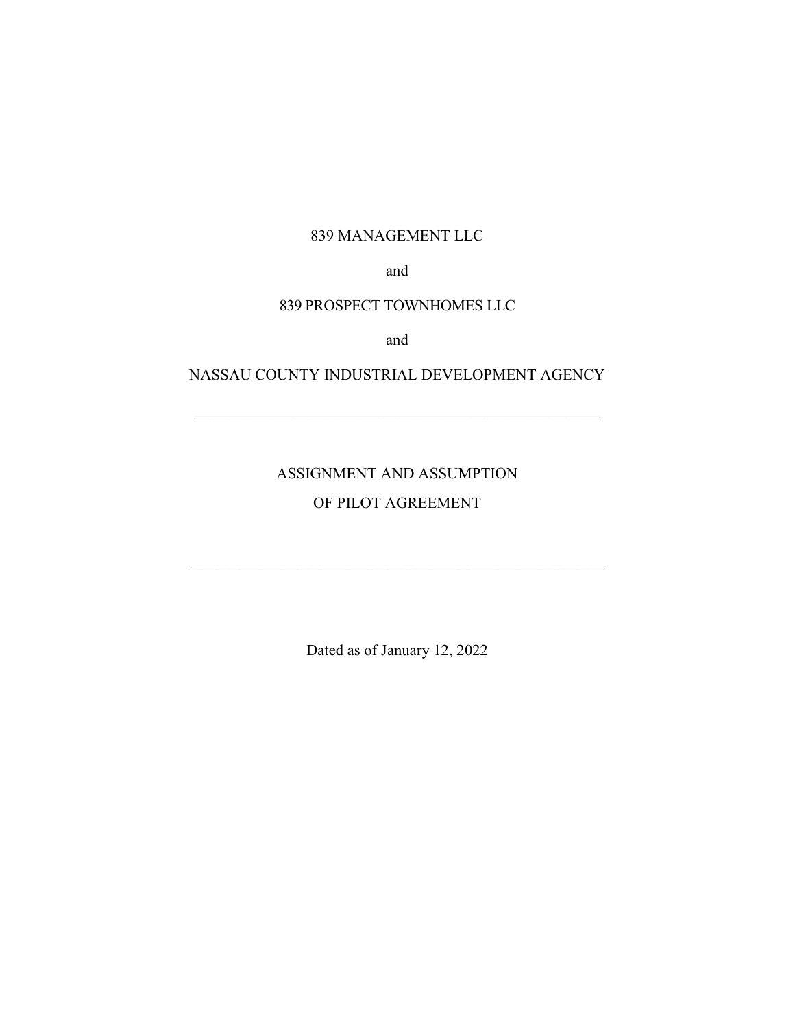839 MANAGEMENT LLC

and

839 PROSPECT TOWNHOMES LLC

and

NASSAU COUNTY INDUSTRIAL DEVELOPMENT AGENCY

---

# ASSIGNMENT AND ASSUMPTION OF PILOT AGREEMENT

---

Dated as of January 12, 2022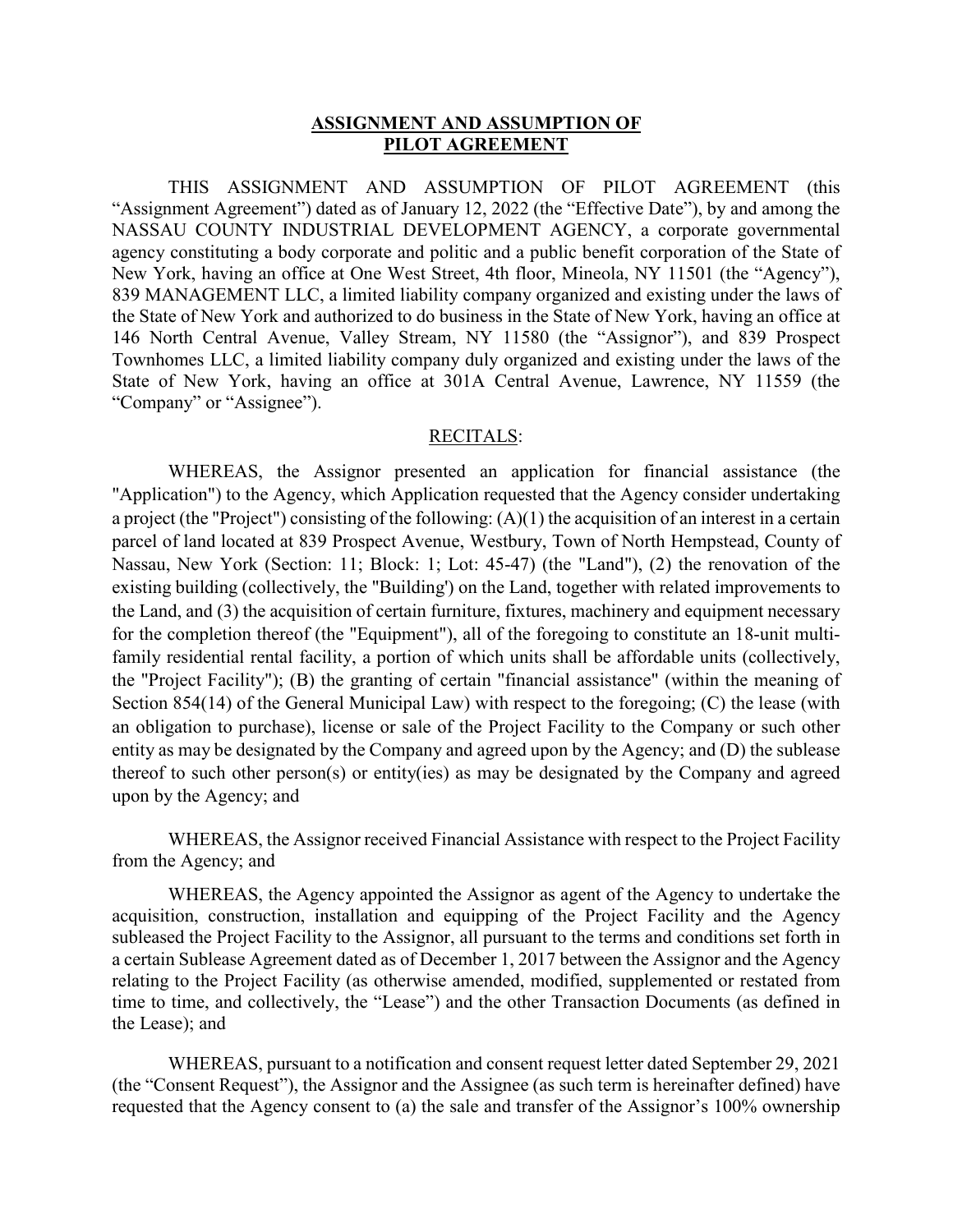**ASSIGNMENT AND ASSUMPTION OF PILOT AGREEMENT**

THIS ASSIGNMENT AND ASSUMPTION OF PILOT AGREEMENT (this "Assignment Agreement") dated as of January 12, 2022 (the "Effective Date"), by and among the NASSAU COUNTY INDUSTRIAL DEVELOPMENT AGENCY, a corporate governmental agency constituting a body corporate and politic and a public benefit corporation of the State of New York, having an office at One West Street, 4th floor, Mineola, NY 11501 (the "Agency"), 839 MANAGEMENT LLC, a limited liability company organized and existing under the laws of the State of New York and authorized to do business in the State of New York, having an office at 146 North Central Avenue, Valley Stream, NY 11580 (the "Assignor"), and 839 Prospect Townhomes LLC, a limited liability company duly organized and existing under the laws of the State of New York, having an office at 301A Central Avenue, Lawrence, NY 11559 (the "Company" or "Assignee").

RECITALS:

WHEREAS, the Assignor presented an application for financial assistance (the "Application") to the Agency, which Application requested that the Agency consider undertaking a project (the "Project") consisting of the following: (A)(1) the acquisition of an interest in a certain parcel of land located at 839 Prospect Avenue, Westbury, Town of North Hempstead, County of Nassau, New York (Section: 11; Block: 1; Lot: 45-47) (the "Land"), (2) the renovation of the existing building (collectively, the "Building') on the Land, together with related improvements to the Land, and (3) the acquisition of certain furniture, fixtures, machinery and equipment necessary for the completion thereof (the "Equipment"), all of the foregoing to constitute an 18-unit multi-family residential rental facility, a portion of which units shall be affordable units (collectively, the "Project Facility"); (B) the granting of certain "financial assistance" (within the meaning of Section 854(14) of the General Municipal Law) with respect to the foregoing; (C) the lease (with an obligation to purchase), license or sale of the Project Facility to the Company or such other entity as may be designated by the Company and agreed upon by the Agency; and (D) the sublease thereof to such other person(s) or entity(ies) as may be designated by the Company and agreed upon by the Agency; and

WHEREAS, the Assignor received Financial Assistance with respect to the Project Facility from the Agency; and

WHEREAS, the Agency appointed the Assignor as agent of the Agency to undertake the acquisition, construction, installation and equipping of the Project Facility and the Agency subleased the Project Facility to the Assignor, all pursuant to the terms and conditions set forth in a certain Sublease Agreement dated as of December 1, 2017 between the Assignor and the Agency relating to the Project Facility (as otherwise amended, modified, supplemented or restated from time to time, and collectively, the "Lease") and the other Transaction Documents (as defined in the Lease); and

WHEREAS, pursuant to a notification and consent request letter dated September 29, 2021 (the "Consent Request"), the Assignor and the Assignee (as such term is hereinafter defined) have requested that the Agency consent to (a) the sale and transfer of the Assignor's 100% ownership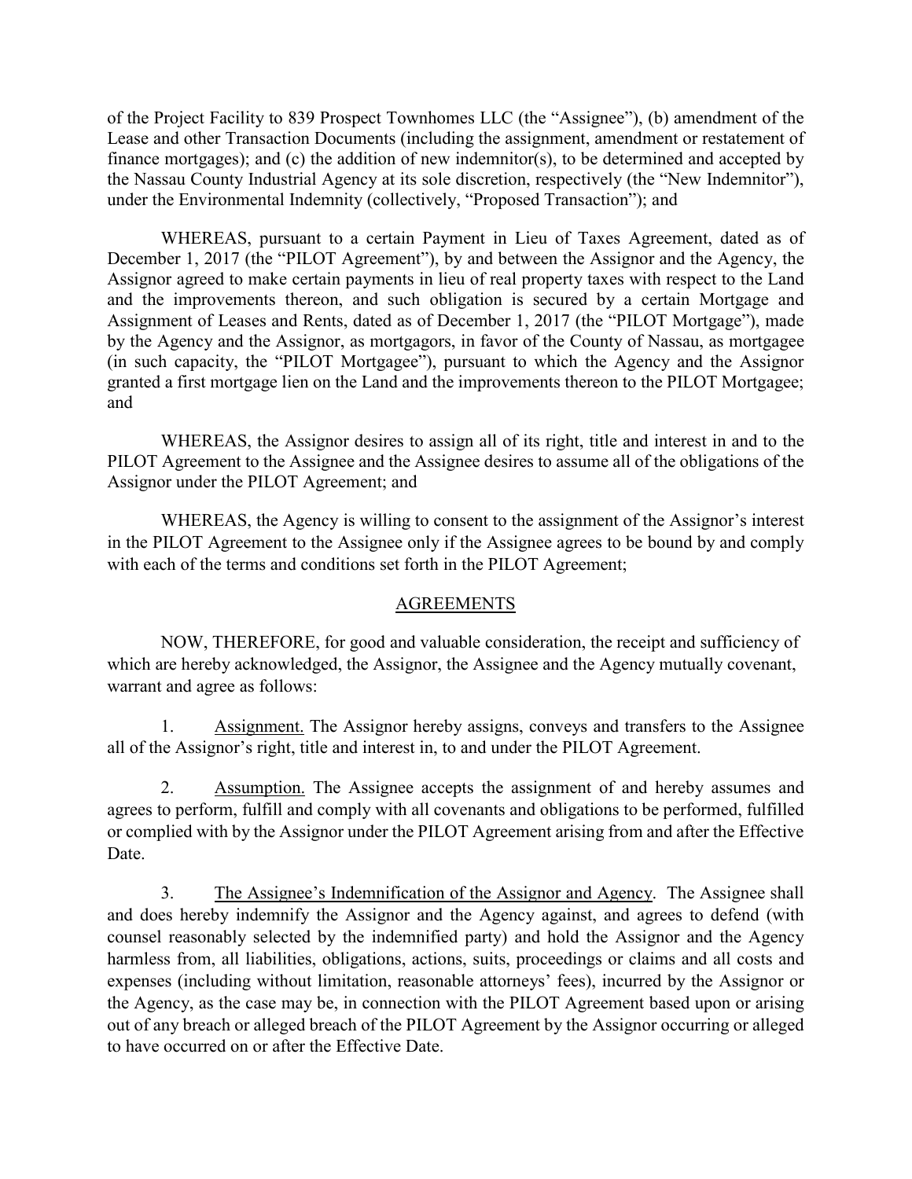of the Project Facility to 839 Prospect Townhomes LLC (the "Assignee"), (b) amendment of the Lease and other Transaction Documents (including the assignment, amendment or restatement of finance mortgages); and (c) the addition of new indemnitor(s), to be determined and accepted by the Nassau County Industrial Agency at its sole discretion, respectively (the "New Indemnitor"), under the Environmental Indemnity (collectively, "Proposed Transaction"); and

WHEREAS, pursuant to a certain Payment in Lieu of Taxes Agreement, dated as of December 1, 2017 (the "PILOT Agreement"), by and between the Assignor and the Agency, the Assignor agreed to make certain payments in lieu of real property taxes with respect to the Land and the improvements thereon, and such obligation is secured by a certain Mortgage and Assignment of Leases and Rents, dated as of December 1, 2017 (the "PILOT Mortgage"), made by the Agency and the Assignor, as mortgagors, in favor of the County of Nassau, as mortgagee (in such capacity, the "PILOT Mortgagee"), pursuant to which the Agency and the Assignor granted a first mortgage lien on the Land and the improvements thereon to the PILOT Mortgagee; and

WHEREAS, the Assignor desires to assign all of its right, title and interest in and to the PILOT Agreement to the Assignee and the Assignee desires to assume all of the obligations of the Assignor under the PILOT Agreement; and

WHEREAS, the Agency is willing to consent to the assignment of the Assignor's interest in the PILOT Agreement to the Assignee only if the Assignee agrees to be bound by and comply with each of the terms and conditions set forth in the PILOT Agreement;

## AGREEMENTS

NOW, THEREFORE, for good and valuable consideration, the receipt and sufficiency of which are hereby acknowledged, the Assignor, the Assignee and the Agency mutually covenant, warrant and agree as follows:

1. Assignment. The Assignor hereby assigns, conveys and transfers to the Assignee all of the Assignor's right, title and interest in, to and under the PILOT Agreement.

2. Assumption. The Assignee accepts the assignment of and hereby assumes and agrees to perform, fulfill and comply with all covenants and obligations to be performed, fulfilled or complied with by the Assignor under the PILOT Agreement arising from and after the Effective Date.

3. The Assignee's Indemnification of the Assignor and Agency. The Assignee shall and does hereby indemnify the Assignor and the Agency against, and agrees to defend (with counsel reasonably selected by the indemnified party) and hold the Assignor and the Agency harmless from, all liabilities, obligations, actions, suits, proceedings or claims and all costs and expenses (including without limitation, reasonable attorneys' fees), incurred by the Assignor or the Agency, as the case may be, in connection with the PILOT Agreement based upon or arising out of any breach or alleged breach of the PILOT Agreement by the Assignor occurring or alleged to have occurred on or after the Effective Date.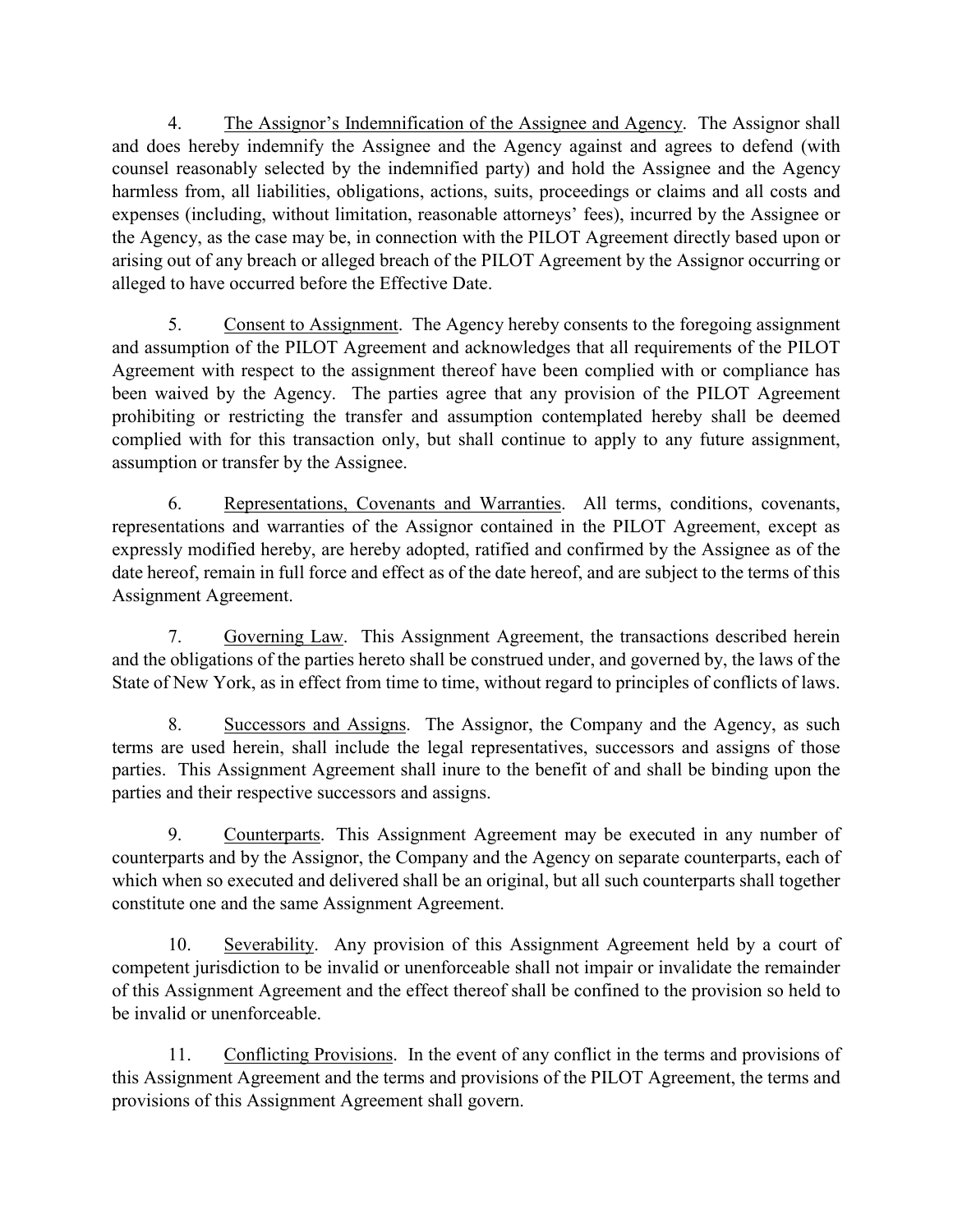4. The Assignor's Indemnification of the Assignee and Agency. The Assignor shall and does hereby indemnify the Assignee and the Agency against and agrees to defend (with counsel reasonably selected by the indemnified party) and hold the Assignee and the Agency harmless from, all liabilities, obligations, actions, suits, proceedings or claims and all costs and expenses (including, without limitation, reasonable attorneys' fees), incurred by the Assignee or the Agency, as the case may be, in connection with the PILOT Agreement directly based upon or arising out of any breach or alleged breach of the PILOT Agreement by the Assignor occurring or alleged to have occurred before the Effective Date.

5. Consent to Assignment. The Agency hereby consents to the foregoing assignment and assumption of the PILOT Agreement and acknowledges that all requirements of the PILOT Agreement with respect to the assignment thereof have been complied with or compliance has been waived by the Agency. The parties agree that any provision of the PILOT Agreement prohibiting or restricting the transfer and assumption contemplated hereby shall be deemed complied with for this transaction only, but shall continue to apply to any future assignment, assumption or transfer by the Assignee.

6. Representations, Covenants and Warranties. All terms, conditions, covenants, representations and warranties of the Assignor contained in the PILOT Agreement, except as expressly modified hereby, are hereby adopted, ratified and confirmed by the Assignee as of the date hereof, remain in full force and effect as of the date hereof, and are subject to the terms of this Assignment Agreement.

7. Governing Law. This Assignment Agreement, the transactions described herein and the obligations of the parties hereto shall be construed under, and governed by, the laws of the State of New York, as in effect from time to time, without regard to principles of conflicts of laws.

8. Successors and Assigns. The Assignor, the Company and the Agency, as such terms are used herein, shall include the legal representatives, successors and assigns of those parties. This Assignment Agreement shall inure to the benefit of and shall be binding upon the parties and their respective successors and assigns.

9. Counterparts. This Assignment Agreement may be executed in any number of counterparts and by the Assignor, the Company and the Agency on separate counterparts, each of which when so executed and delivered shall be an original, but all such counterparts shall together constitute one and the same Assignment Agreement.

10. Severability. Any provision of this Assignment Agreement held by a court of competent jurisdiction to be invalid or unenforceable shall not impair or invalidate the remainder of this Assignment Agreement and the effect thereof shall be confined to the provision so held to be invalid or unenforceable.

11. Conflicting Provisions. In the event of any conflict in the terms and provisions of this Assignment Agreement and the terms and provisions of the PILOT Agreement, the terms and provisions of this Assignment Agreement shall govern.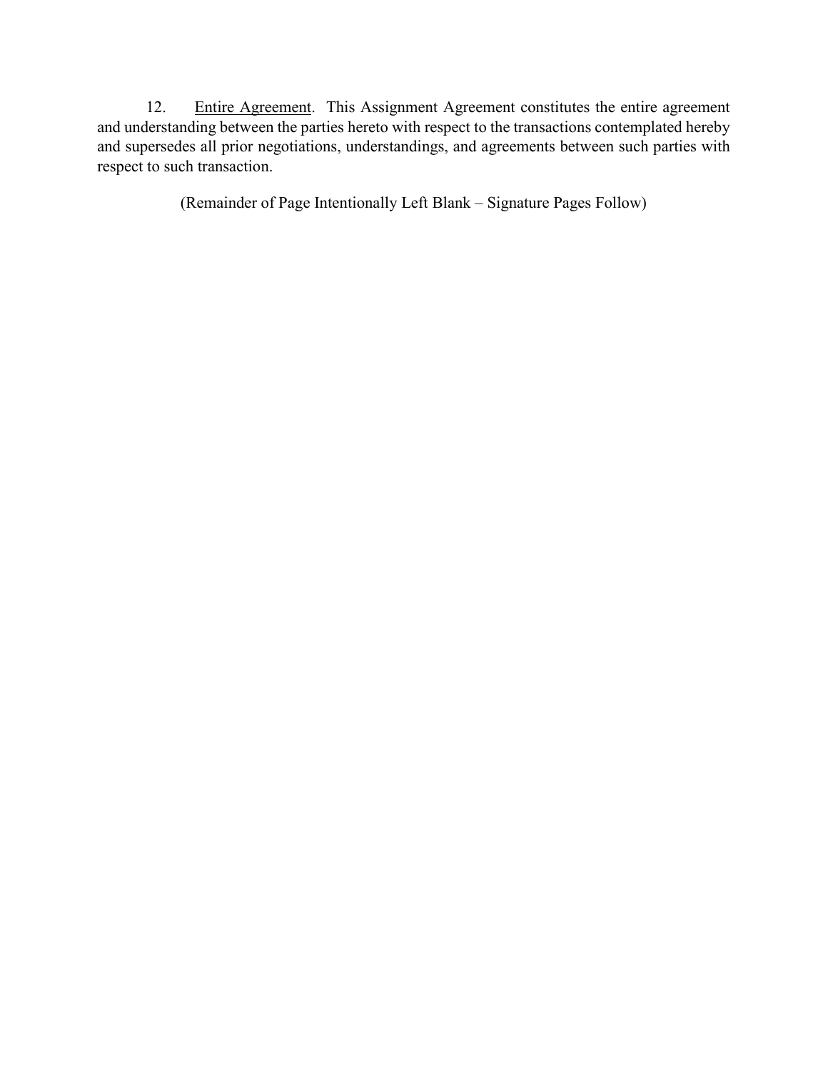12. Entire Agreement. This Assignment Agreement constitutes the entire agreement and understanding between the parties hereto with respect to the transactions contemplated hereby and supersedes all prior negotiations, understandings, and agreements between such parties with respect to such transaction.

(Remainder of Page Intentionally Left Blank – Signature Pages Follow)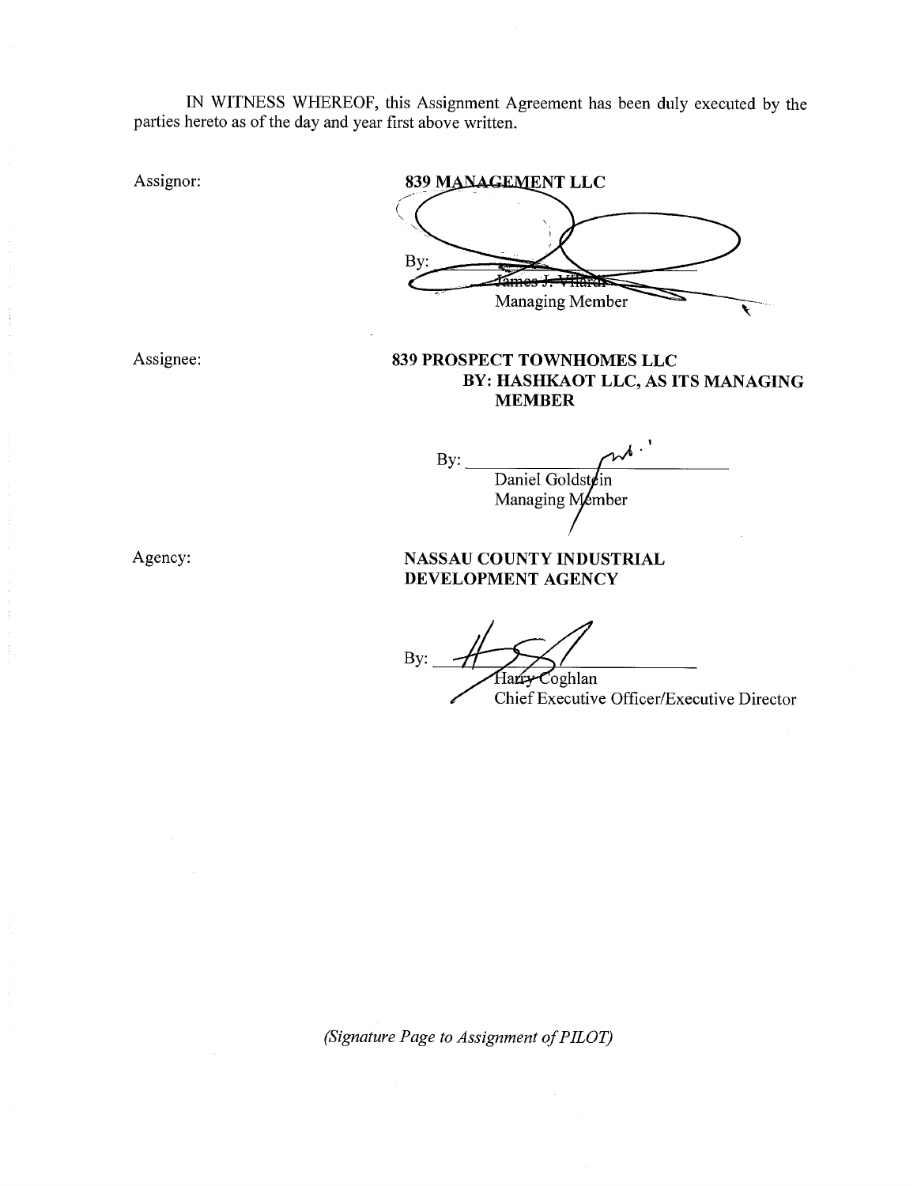IN WITNESS WHEREOF, this Assignment Agreement has been duly executed by the parties hereto as of the day and year first above written.

Assignor: **839 MANAGEMENT LLC**

By: ______________________
James J. Vilardi
Managing Member

Assignee: **839 PROSPECT TOWNHOMES LLC**
**BY: HASHKAOT LLC, AS ITS MANAGING MEMBER**

By: ______________________
Daniel Goldstein
Managing Member

Agency: **NASSAU COUNTY INDUSTRIAL DEVELOPMENT AGENCY**

By: ______________________
Harry Coghlan
Chief Executive Officer/Executive Director

*(Signature Page to Assignment of PILOT)*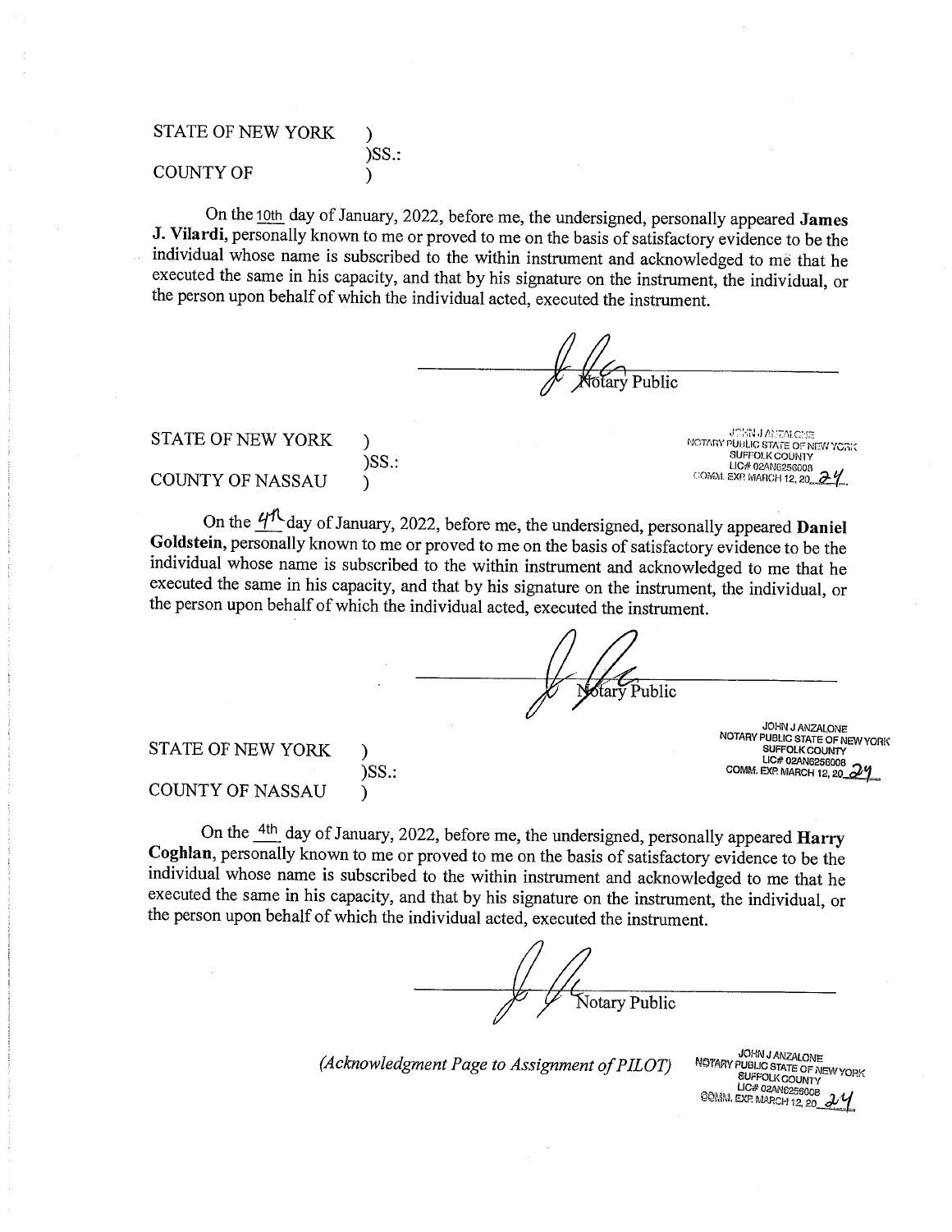STATE OF NEW YORK )
)SS.:
COUNTY OF )

On the 10th day of January, 2022, before me, the undersigned, personally appeared **James J. Vilardi**, personally known to me or proved to me on the basis of satisfactory evidence to be the individual whose name is subscribed to the within instrument and acknowledged to me that he executed the same in his capacity, and that by his signature on the instrument, the individual, or the person upon behalf of which the individual acted, executed the instrument.

Notary Public

JOHN J ANZALONE
NOTARY PUBLIC STATE OF NEW YORK
SUFFOLK COUNTY
LIC# 02AN6256008
COMM. EXP. MARCH 12, 20 24

STATE OF NEW YORK )
)SS.:
COUNTY OF NASSAU )

On the 4th day of January, 2022, before me, the undersigned, personally appeared **Daniel Goldstein**, personally known to me or proved to me on the basis of satisfactory evidence to be the individual whose name is subscribed to the within instrument and acknowledged to me that he executed the same in his capacity, and that by his signature on the instrument, the individual, or the person upon behalf of which the individual acted, executed the instrument.

Notary Public

JOHN J ANZALONE
NOTARY PUBLIC STATE OF NEW YORK
SUFFOLK COUNTY
LIC# 02AN6256008
COMM. EXP. MARCH 12, 20 24

STATE OF NEW YORK )
)SS.:
COUNTY OF NASSAU )

On the 4th day of January, 2022, before me, the undersigned, personally appeared **Harry Coghlan**, personally known to me or proved to me on the basis of satisfactory evidence to be the individual whose name is subscribed to the within instrument and acknowledged to me that he executed the same in his capacity, and that by his signature on the instrument, the individual, or the person upon behalf of which the individual acted, executed the instrument.

Notary Public

*(Acknowledgment Page to Assignment of PILOT)*

JOHN J ANZALONE
NOTARY PUBLIC STATE OF NEW YORK
SUFFOLK COUNTY
LIC# 02AN6256008
COMM. EXP. MARCH 12, 20 24